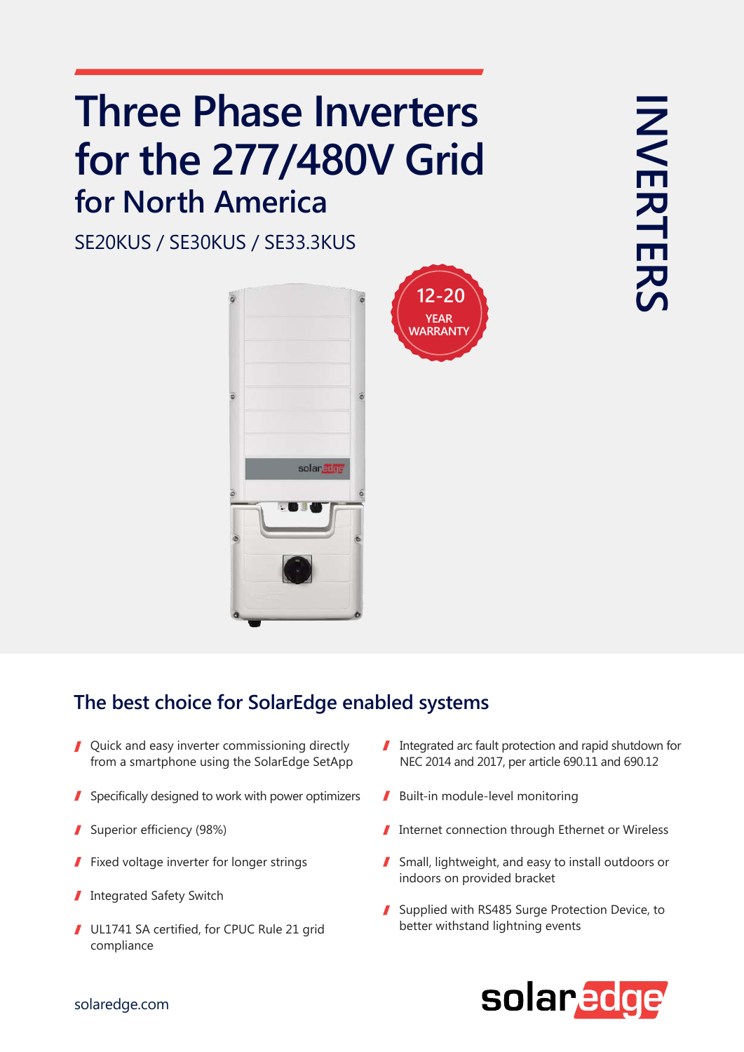# Three Phase Inverters for the 277/480V Grid

## for North America

SE20KUS / SE30KUS / SE33.3KUS

12-20 YEAR WARRANTY

INVERTERS

## The best choice for SolarEdge enabled systems

- Quick and easy inverter commissioning directly from a smartphone using the SolarEdge SetApp
- Specifically designed to work with power optimizers
- Superior efficiency (98%)
- Fixed voltage inverter for longer strings
- Integrated Safety Switch
- UL1741 SA certified, for CPUC Rule 21 grid compliance
- Integrated arc fault protection and rapid shutdown for NEC 2014 and 2017, per article 690.11 and 690.12
- Built-in module-level monitoring
- Internet connection through Ethernet or Wireless
- Small, lightweight, and easy to install outdoors or indoors on provided bracket
- Supplied with RS485 Surge Protection Device, to better withstand lightning events

solaredge.com

solaredge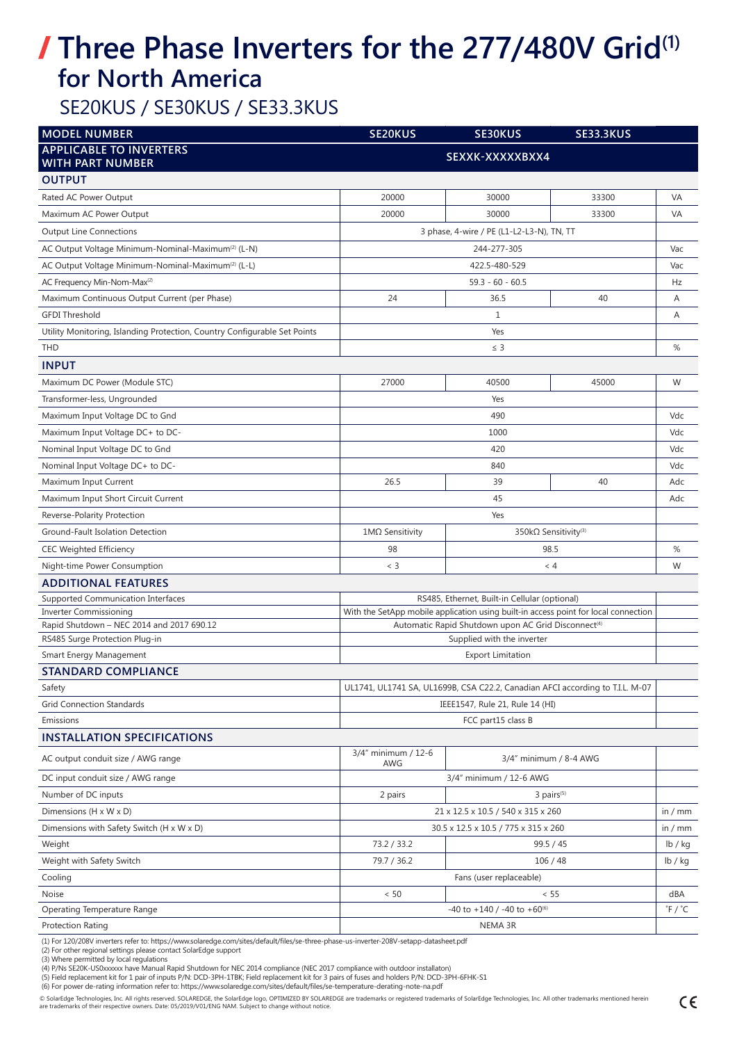# / Three Phase Inverters for the 277/480V Grid[1] for North America

## SE20KUS / SE30KUS / SE33.3KUS

| MODEL NUMBER | SE20KUS | SE30KUS | SE33.3KUS | |
|---|---|---|---|---|
| APPLICABLE TO INVERTERS WITH PART NUMBER | SEXXK-XXXXXBXX4 | | | |
| **OUTPUT** | | | | |
| Rated AC Power Output | 20000 | 30000 | 33300 | VA |
| Maximum AC Power Output | 20000 | 30000 | 33300 | VA |
| Output Line Connections | 3 phase, 4-wire / PE (L1-L2-L3-N), TN, TT | | | |
| AC Output Voltage Minimum-Nominal-Maximum[2] (L-N) | 244-277-305 | | | Vac |
| AC Output Voltage Minimum-Nominal-Maximum[2] (L-L) | 422.5-480-529 | | | Vac |
| AC Frequency Min-Nom-Max[2] | 59.3 - 60 - 60.5 | | | Hz |
| Maximum Continuous Output Current (per Phase) | 24 | 36.5 | 40 | A |
| GFDI Threshold | 1 | | | A |
| Utility Monitoring, Islanding Protection, Country Configurable Set Points | Yes | | | |
| THD | ≤ 3 | | | % |
| **INPUT** | | | | |
| Maximum DC Power (Module STC) | 27000 | 40500 | 45000 | W |
| Transformer-less, Ungrounded | Yes | | | |
| Maximum Input Voltage DC to Gnd | 490 | | | Vdc |
| Maximum Input Voltage DC+ to DC- | 1000 | | | Vdc |
| Nominal Input Voltage DC to Gnd | 420 | | | Vdc |
| Nominal Input Voltage DC+ to DC- | 840 | | | Vdc |
| Maximum Input Current | 26.5 | 39 | 40 | Adc |
| Maximum Input Short Circuit Current | 45 | | | Adc |
| Reverse-Polarity Protection | Yes | | | |
| Ground-Fault Isolation Detection | 1MΩ Sensitivity | 350kΩ Sensitivity[3] | | |
| CEC Weighted Efficiency | 98 | 98.5 | | % |
| Night-time Power Consumption | < 3 | < 4 | | W |
| **ADDITIONAL FEATURES** | | | | |
| Supported Communication Interfaces | RS485, Ethernet, Built-in Cellular (optional) | | | |
| Inverter Commissioning | With the SetApp mobile application using built-in access point for local connection | | | |
| Rapid Shutdown – NEC 2014 and 2017 690.12 | Automatic Rapid Shutdown upon AC Grid Disconnect[4] | | | |
| RS485 Surge Protection Plug-in | Supplied with the inverter | | | |
| Smart Energy Management | Export Limitation | | | |
| **STANDARD COMPLIANCE** | | | | |
| Safety | UL1741, UL1741 SA, UL1699B, CSA C22.2, Canadian AFCI according to T.I.L. M-07 | | | |
| Grid Connection Standards | IEEE1547, Rule 21, Rule 14 (HI) | | | |
| Emissions | FCC part15 class B | | | |
| **INSTALLATION SPECIFICATIONS** | | | | |
| AC output conduit size / AWG range | 3/4" minimum / 12-6 AWG | 3/4" minimum / 8-4 AWG | | |
| DC input conduit size / AWG range | 3/4" minimum / 12-6 AWG | | | |
| Number of DC inputs | 2 pairs | 3 pairs[5] | | |
| Dimensions (H x W x D) | 21 x 12.5 x 10.5 / 540 x 315 x 260 | | | in / mm |
| Dimensions with Safety Switch (H x W x D) | 30.5 x 12.5 x 10.5 / 775 x 315 x 260 | | | in / mm |
| Weight | 73.2 / 33.2 | 99.5 / 45 | | lb / kg |
| Weight with Safety Switch | 79.7 / 36.2 | 106 / 48 | | lb / kg |
| Cooling | Fans (user replaceable) | | | |
| Noise | < 50 | < 55 | | dBA |
| Operating Temperature Range | -40 to +140 / -40 to +60[6] | | | ˚F / ˚C |
| Protection Rating | NEMA 3R | | | |

(1) For 120/208V inverters refer to: https://www.solaredge.com/sites/default/files/se-three-phase-us-inverter-208V-setapp-datasheet.pdf
(2) For other regional settings please contact SolarEdge support
(3) Where permitted by local regulations
(4) P/Ns SE20K-US0xxxxxx have Manual Rapid Shutdown for NEC 2014 compliance (NEC 2017 compliance with outdoor installaton)
(5) Field replacement kit for 1 pair of inputs P/N: DCD-3PH-1TBK; Field replacement kit for 3 pairs of fuses and holders P/N: DCD-3PH-6FHK-S1
(6) For power de-rating information refer to: https://www.solaredge.com/sites/default/files/se-temperature-derating-note-na.pdf

© SolarEdge Technologies, Inc. All rights reserved. SOLAREDGE, the SolarEdge logo, OPTIMIZED BY SOLAREDGE are trademarks or registered trademarks of SolarEdge Technologies, Inc. All other trademarks mentioned herein are trademarks of their respective owners. Date: 05/2019/V01/ENG NAM. Subject to change without notice.

CE